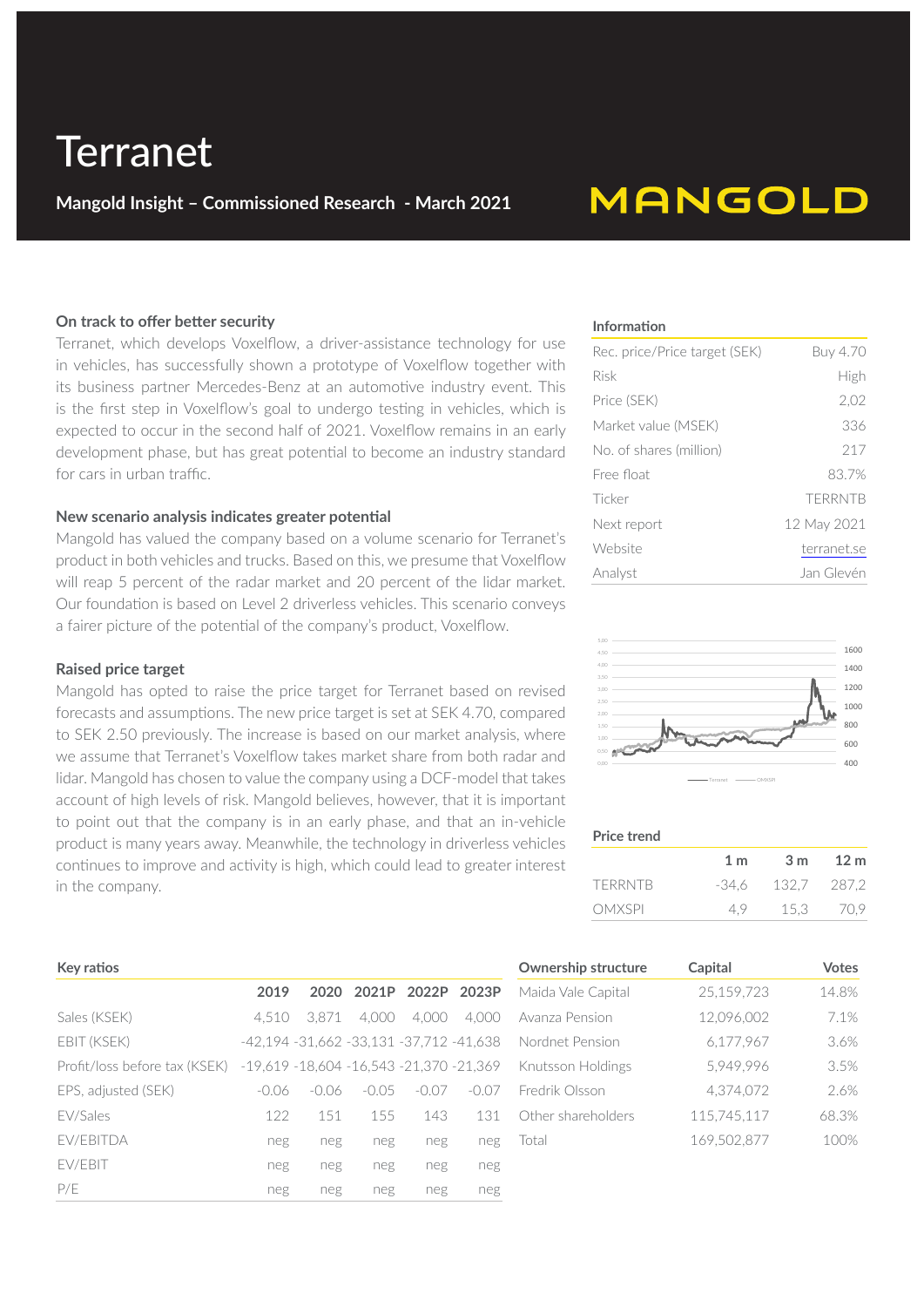# Terranet

**Mangold Insight – Commissioned Research - March 2021**

MANGOLD

### On track to offer better security

Terranet, which develops Voxelflow, a driver-assistance technology for use in vehicles, has successfully shown a prototype of Voxelflow together with its business partner Mercedes-Benz at an automotive industry event. This is the first step in Voxelflow's goal to undergo testing in vehicles, which is expected to occur in the second half of 2021. Voxelflow remains in an early development phase, but has great potential to become an industry standard for cars in urban traffic.

### New scenario analysis indicates greater potential

Mangold has valued the company based on a volume scenario for Terranet's product in both vehicles and trucks. Based on this, we presume that Voxelflow will reap 5 percent of the radar market and 20 percent of the lidar market. Our foundation is based on Level 2 driverless vehicles. This scenario conveys a fairer picture of the potential of the company's product, Voxelflow.

### Raised price target

Mangold has opted to raise the price target for Terranet based on revised forecasts and assumptions. The new price target is set at SEK 4.70, compared to SEK 2.50 previously. The increase is based on our market analysis, where we assume that Terranet's Voxelflow takes market share from both radar and lidar. Mangold has chosen to value the company using a DCF-model that takes account of high levels of risk. Mangold believes, however, that it is important to point out that the company is in an early phase, and that an in-vehicle product is many years away. Meanwhile, the technology in driverless vehicles continues to improve and activity is high, which could lead to greater interest in the company.

### Information

| | |
|---|---|
| Rec. price/Price target (SEK) | Buy 4.70 |
| Risk | High |
| Price (SEK) | 2,02 |
| Market value (MSEK) | 336 |
| No. of shares (million) | 217 |
| Free float | 83.7% |
| Ticker | TERRNTB |
| Next report | 12 May 2021 |
| Website | terranet.se |
| Analyst | Jan Glevén |

### Price trend

| | 1 m | 3 m | 12 m |
|---|---|---|---|
| TERRNTB | -34,6 | 132,7 | 287,2 |
| OMXSPI | 4,9 | 15,3 | 70,9 |

### Key ratios

| | 2019 | 2020 | 2021P | 2022P | 2023P |
|---|---|---|---|---|---|
| Sales (KSEK) | 4,510 | 3,871 | 4,000 | 4,000 | 4,000 |
| EBIT (KSEK) | -42,194 | -31,662 | -33,131 | -37,712 | -41,638 |
| Profit/loss before tax (KSEK) | -19,619 | -18,604 | -16,543 | -21,370 | -21,369 |
| EPS, adjusted (SEK) | -0.06 | -0.06 | -0.05 | -0.07 | -0.07 |
| EV/Sales | 122 | 151 | 155 | 143 | 131 |
| EV/EBITDA | neg | neg | neg | neg | neg |
| EV/EBIT | neg | neg | neg | neg | neg |
| P/E | neg | neg | neg | neg | neg |

### Ownership structure

| Ownership structure | Capital | Votes |
|---|---|---|
| Maida Vale Capital | 25,159,723 | 14.8% |
| Avanza Pension | 12,096,002 | 7.1% |
| Nordnet Pension | 6,177,967 | 3.6% |
| Knutsson Holdings | 5,949,996 | 3.5% |
| Fredrik Olsson | 4,374,072 | 2.6% |
| Other shareholders | 115,745,117 | 68.3% |
| Total | 169,502,877 | 100% |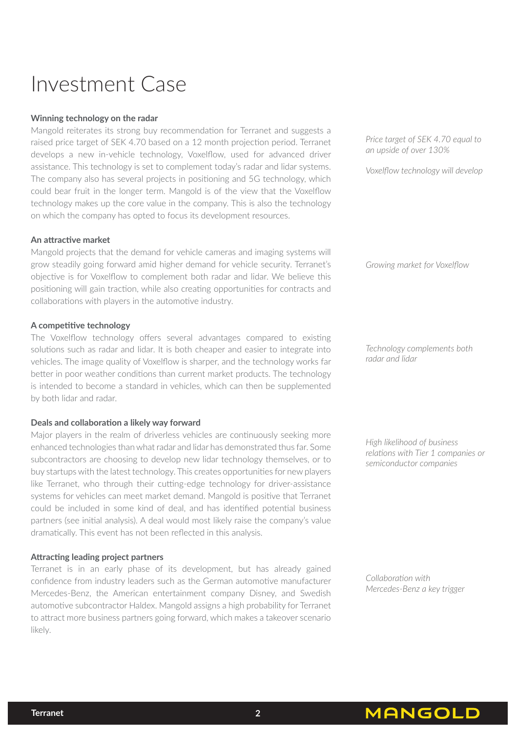# Investment Case

### Winning technology on the radar

Mangold reiterates its strong buy recommendation for Terranet and suggests a raised price target of SEK 4.70 based on a 12 month projection period. Terranet develops a new in-vehicle technology, Voxelflow, used for advanced driver assistance. This technology is set to complement today's radar and lidar systems. The company also has several projects in positioning and 5G technology, which could bear fruit in the longer term. Mangold is of the view that the Voxelflow technology makes up the core value in the company. This is also the technology on which the company has opted to focus its development resources.

*Price target of SEK 4.70 equal to an upside of over 130%*

*Voxelflow technology will develop*

### An attractive market

Mangold projects that the demand for vehicle cameras and imaging systems will grow steadily going forward amid higher demand for vehicle security. Terranet's objective is for Voxelflow to complement both radar and lidar. We believe this positioning will gain traction, while also creating opportunities for contracts and collaborations with players in the automotive industry.

*Growing market for Voxelflow*

### A competitive technology

The Voxelflow technology offers several advantages compared to existing solutions such as radar and lidar. It is both cheaper and easier to integrate into vehicles. The image quality of Voxelflow is sharper, and the technology works far better in poor weather conditions than current market products. The technology is intended to become a standard in vehicles, which can then be supplemented by both lidar and radar.

*Technology complements both radar and lidar*

### Deals and collaboration a likely way forward

Major players in the realm of driverless vehicles are continuously seeking more enhanced technologies than what radar and lidar has demonstrated thus far. Some subcontractors are choosing to develop new lidar technology themselves, or to buy startups with the latest technology. This creates opportunities for new players like Terranet, who through their cutting-edge technology for driver-assistance systems for vehicles can meet market demand. Mangold is positive that Terranet could be included in some kind of deal, and has identified potential business partners (see initial analysis). A deal would most likely raise the company's value dramatically. This event has not been reflected in this analysis.

*High likelihood of business relations with Tier 1 companies or semiconductor companies*

### Attracting leading project partners

Terranet is in an early phase of its development, but has already gained confidence from industry leaders such as the German automotive manufacturer Mercedes-Benz, the American entertainment company Disney, and Swedish automotive subcontractor Haldex. Mangold assigns a high probability for Terranet to attract more business partners going forward, which makes a takeover scenario likely.

*Collaboration with Mercedes-Benz a key trigger*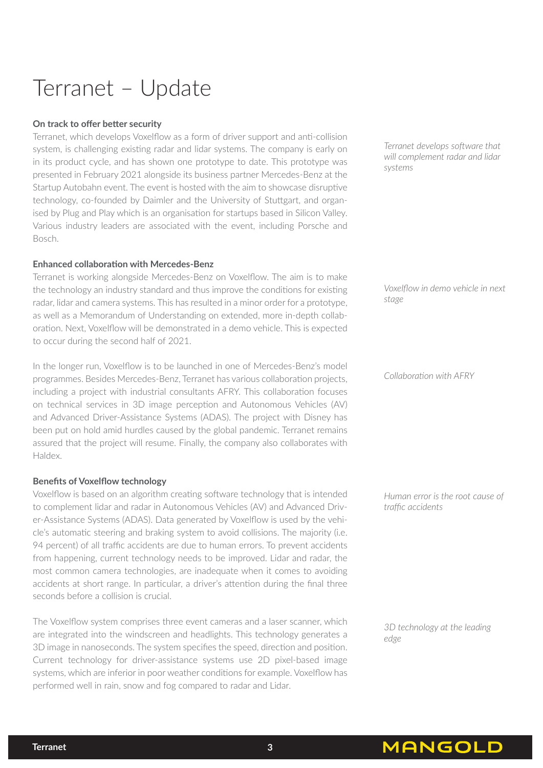# Terranet – Update

**On track to offer better security**

Terranet, which develops Voxelflow as a form of driver support and anti-collision system, is challenging existing radar and lidar systems. The company is early on in its product cycle, and has shown one prototype to date. This prototype was presented in February 2021 alongside its business partner Mercedes-Benz at the Startup Autobahn event. The event is hosted with the aim to showcase disruptive technology, co-founded by Daimler and the University of Stuttgart, and organised by Plug and Play which is an organisation for startups based in Silicon Valley. Various industry leaders are associated with the event, including Porsche and Bosch.

*Terranet develops software that will complement radar and lidar systems*

**Enhanced collaboration with Mercedes-Benz**

Terranet is working alongside Mercedes-Benz on Voxelflow. The aim is to make the technology an industry standard and thus improve the conditions for existing radar, lidar and camera systems. This has resulted in a minor order for a prototype, as well as a Memorandum of Understanding on extended, more in-depth collaboration. Next, Voxelflow will be demonstrated in a demo vehicle. This is expected to occur during the second half of 2021.

*Voxelflow in demo vehicle in next stage*

In the longer run, Voxelflow is to be launched in one of Mercedes-Benz's model programmes. Besides Mercedes-Benz, Terranet has various collaboration projects, including a project with industrial consultants AFRY. This collaboration focuses on technical services in 3D image perception and Autonomous Vehicles (AV) and Advanced Driver-Assistance Systems (ADAS). The project with Disney has been put on hold amid hurdles caused by the global pandemic. Terranet remains assured that the project will resume. Finally, the company also collaborates with Haldex.

*Collaboration with AFRY*

**Benefits of Voxelflow technology**

Voxelflow is based on an algorithm creating software technology that is intended to complement lidar and radar in Autonomous Vehicles (AV) and Advanced Driver-Assistance Systems (ADAS). Data generated by Voxelflow is used by the vehicle's automatic steering and braking system to avoid collisions. The majority (i.e. 94 percent) of all traffic accidents are due to human errors. To prevent accidents from happening, current technology needs to be improved. Lidar and radar, the most common camera technologies, are inadequate when it comes to avoiding accidents at short range. In particular, a driver's attention during the final three seconds before a collision is crucial.

*Human error is the root cause of traffic accidents*

The Voxelflow system comprises three event cameras and a laser scanner, which are integrated into the windscreen and headlights. This technology generates a 3D image in nanoseconds. The system specifies the speed, direction and position. Current technology for driver-assistance systems use 2D pixel-based image systems, which are inferior in poor weather conditions for example. Voxelflow has performed well in rain, snow and fog compared to radar and Lidar.

*3D technology at the leading edge*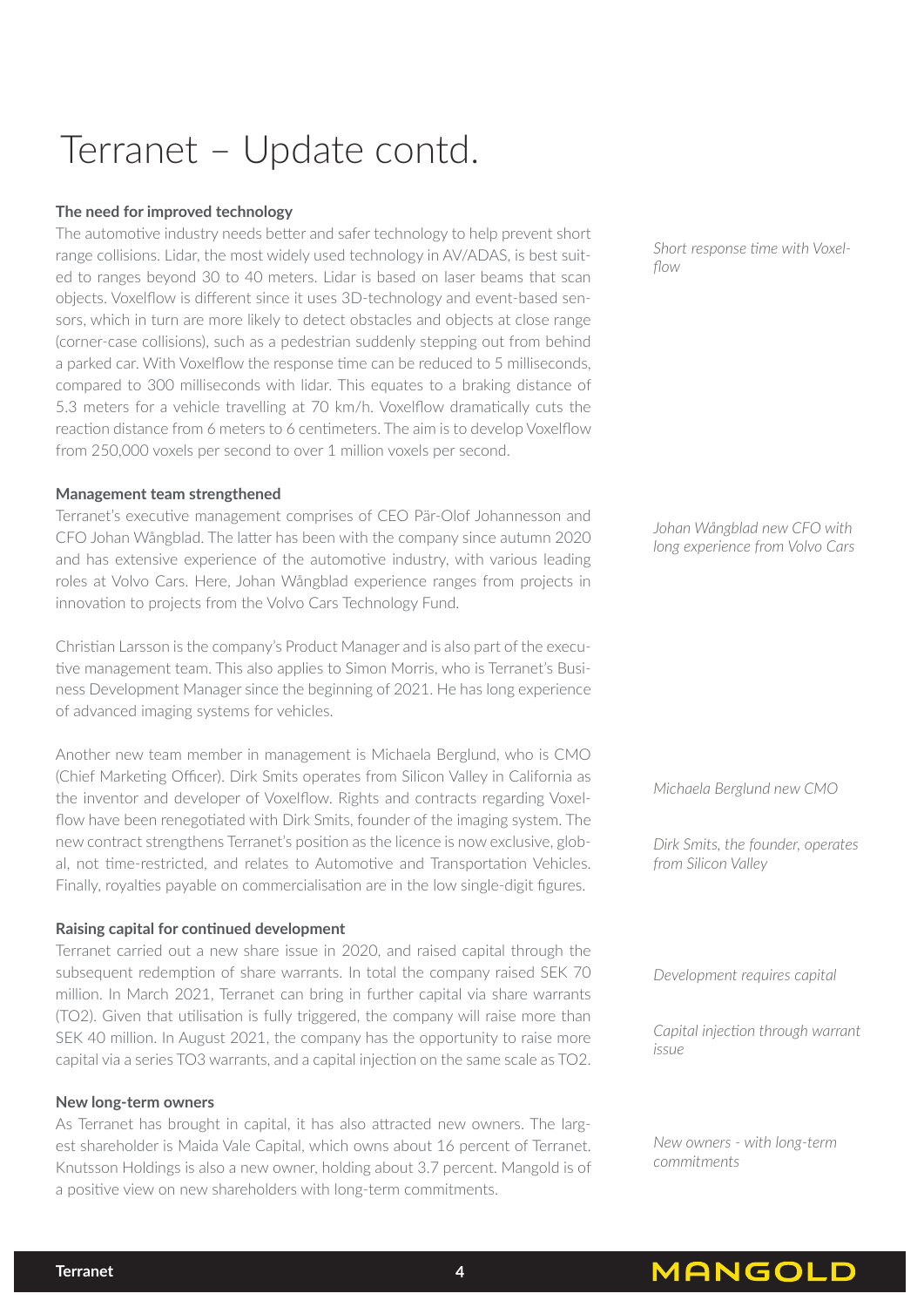# Terranet – Update contd.

### The need for improved technology

*Short response time with Voxelflow*

The automotive industry needs better and safer technology to help prevent short range collisions. Lidar, the most widely used technology in AV/ADAS, is best suited to ranges beyond 30 to 40 meters. Lidar is based on laser beams that scan objects. Voxelflow is different since it uses 3D-technology and event-based sensors, which in turn are more likely to detect obstacles and objects at close range (corner-case collisions), such as a pedestrian suddenly stepping out from behind a parked car. With Voxelflow the response time can be reduced to 5 milliseconds, compared to 300 milliseconds with lidar. This equates to a braking distance of 5.3 meters for a vehicle travelling at 70 km/h. Voxelflow dramatically cuts the reaction distance from 6 meters to 6 centimeters. The aim is to develop Voxelflow from 250,000 voxels per second to over 1 million voxels per second.

### Management team strengthened

*Johan Wångblad new CFO with long experience from Volvo Cars*

Terranet's executive management comprises of CEO Pär-Olof Johannesson and CFO Johan Wångblad. The latter has been with the company since autumn 2020 and has extensive experience of the automotive industry, with various leading roles at Volvo Cars. Here, Johan Wångblad experience ranges from projects in innovation to projects from the Volvo Cars Technology Fund.

Christian Larsson is the company's Product Manager and is also part of the executive management team. This also applies to Simon Morris, who is Terranet's Business Development Manager since the beginning of 2021. He has long experience of advanced imaging systems for vehicles.

*Michaela Berglund new CMO*

*Dirk Smits, the founder, operates from Silicon Valley*

Another new team member in management is Michaela Berglund, who is CMO (Chief Marketing Officer). Dirk Smits operates from Silicon Valley in California as the inventor and developer of Voxelflow. Rights and contracts regarding Voxelflow have been renegotiated with Dirk Smits, founder of the imaging system. The new contract strengthens Terranet's position as the licence is now exclusive, global, not time-restricted, and relates to Automotive and Transportation Vehicles. Finally, royalties payable on commercialisation are in the low single-digit figures.

### Raising capital for continued development

*Development requires capital*

*Capital injection through warrant issue*

Terranet carried out a new share issue in 2020, and raised capital through the subsequent redemption of share warrants. In total the company raised SEK 70 million. In March 2021, Terranet can bring in further capital via share warrants (TO2). Given that utilisation is fully triggered, the company will raise more than SEK 40 million. In August 2021, the company has the opportunity to raise more capital via a series TO3 warrants, and a capital injection on the same scale as TO2.

### New long-term owners

*New owners - with long-term commitments*

As Terranet has brought in capital, it has also attracted new owners. The largest shareholder is Maida Vale Capital, which owns about 16 percent of Terranet. Knutsson Holdings is also a new owner, holding about 3.7 percent. Mangold is of a positive view on new shareholders with long-term commitments.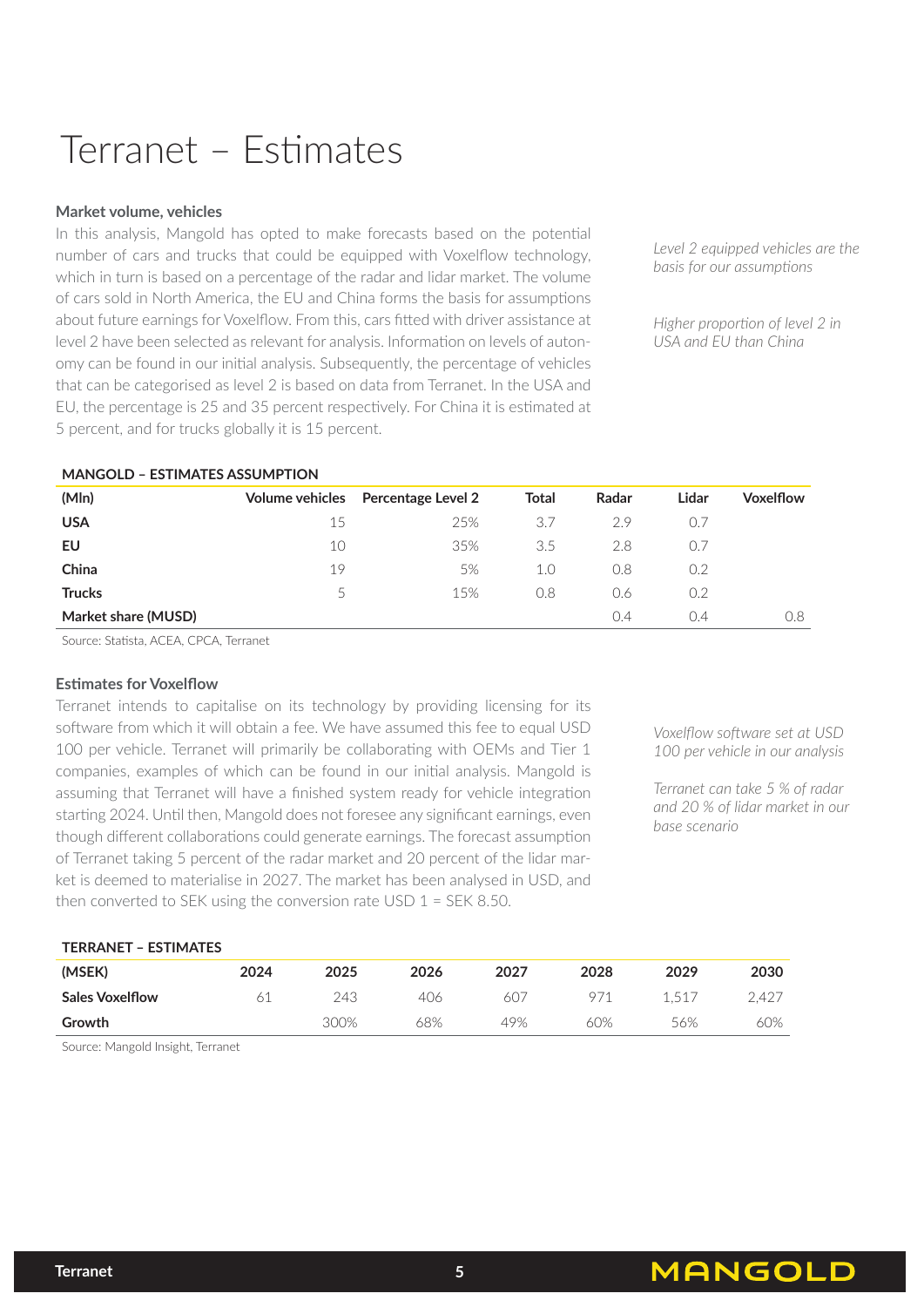# Terranet – Estimates

### Market volume, vehicles

In this analysis, Mangold has opted to make forecasts based on the potential number of cars and trucks that could be equipped with Voxelflow technology, which in turn is based on a percentage of the radar and lidar market. The volume of cars sold in North America, the EU and China forms the basis for assumptions about future earnings for Voxelflow. From this, cars fitted with driver assistance at level 2 have been selected as relevant for analysis. Information on levels of autonomy can be found in our initial analysis. Subsequently, the percentage of vehicles that can be categorised as level 2 is based on data from Terranet. In the USA and EU, the percentage is 25 and 35 percent respectively. For China it is estimated at 5 percent, and for trucks globally it is 15 percent.

*Level 2 equipped vehicles are the basis for our assumptions*

*Higher proportion of level 2 in USA and EU than China*

**MANGOLD – ESTIMATES ASSUMPTION**

| (Mln) | Volume vehicles | Percentage Level 2 | Total | Radar | Lidar | Voxelflow |
|---|---|---|---|---|---|---|
| **USA** | 15 | 25% | 3.7 | 2.9 | 0.7 | |
| **EU** | 10 | 35% | 3.5 | 2.8 | 0.7 | |
| **China** | 19 | 5% | 1.0 | 0.8 | 0.2 | |
| **Trucks** | 5 | 15% | 0.8 | 0.6 | 0.2 | |
| **Market share (MUSD)** | | | | 0.4 | 0.4 | 0.8 |

Source: Statista, ACEA, CPCA, Terranet

### Estimates for Voxelflow

Terranet intends to capitalise on its technology by providing licensing for its software from which it will obtain a fee. We have assumed this fee to equal USD 100 per vehicle. Terranet will primarily be collaborating with OEMs and Tier 1 companies, examples of which can be found in our initial analysis. Mangold is assuming that Terranet will have a finished system ready for vehicle integration starting 2024. Until then, Mangold does not foresee any significant earnings, even though different collaborations could generate earnings. The forecast assumption of Terranet taking 5 percent of the radar market and 20 percent of the lidar market is deemed to materialise in 2027. The market has been analysed in USD, and then converted to SEK using the conversion rate USD 1 = SEK 8.50.

*Voxelflow software set at USD 100 per vehicle in our analysis*

*Terranet can take 5 % of radar and 20 % of lidar market in our base scenario*

**TERRANET – ESTIMATES**

| (MSEK) | 2024 | 2025 | 2026 | 2027 | 2028 | 2029 | 2030 |
|---|---|---|---|---|---|---|---|
| **Sales Voxelflow** | 61 | 243 | 406 | 607 | 971 | 1,517 | 2,427 |
| **Growth** | | 300% | 68% | 49% | 60% | 56% | 60% |

Source: Mangold Insight, Terranet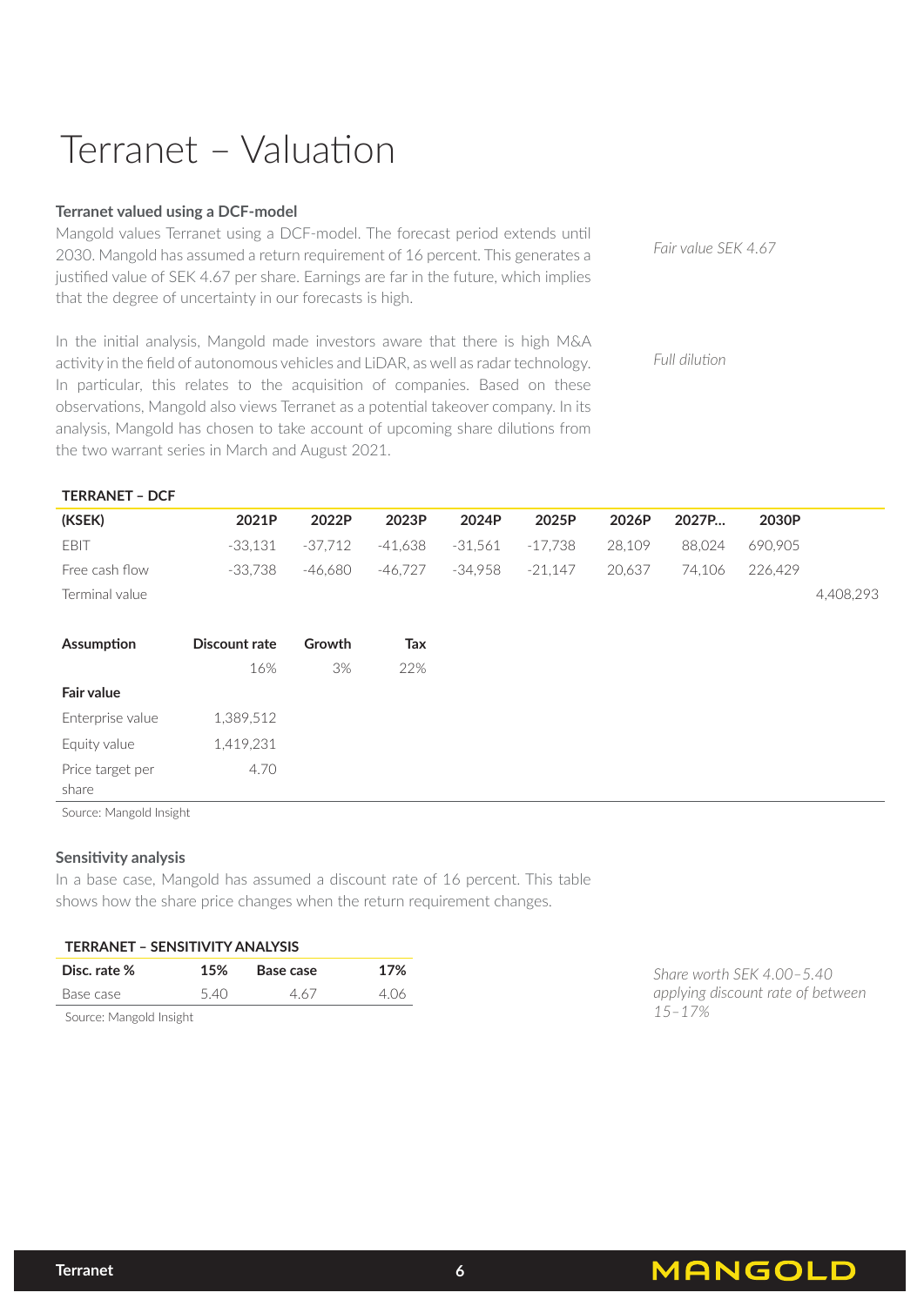# Terranet – Valuation

**Terranet valued using a DCF-model**

Mangold values Terranet using a DCF-model. The forecast period extends until 2030. Mangold has assumed a return requirement of 16 percent. This generates a justified value of SEK 4.67 per share. Earnings are far in the future, which implies that the degree of uncertainty in our forecasts is high.

*Fair value SEK 4.67*

In the initial analysis, Mangold made investors aware that there is high M&A activity in the field of autonomous vehicles and LiDAR, as well as radar technology. In particular, this relates to the acquisition of companies. Based on these observations, Mangold also views Terranet as a potential takeover company. In its analysis, Mangold has chosen to take account of upcoming share dilutions from the two warrant series in March and August 2021.

*Full dilution*

**TERRANET – DCF**

| (KSEK) | 2021P | 2022P | 2023P | 2024P | 2025P | 2026P | 2027P... | 2030P | |
|---|---|---|---|---|---|---|---|---|---|
| EBIT | -33,131 | -37,712 | -41,638 | -31,561 | -17,738 | 28,109 | 88,024 | 690,905 | |
| Free cash flow | -33,738 | -46,680 | -46,727 | -34,958 | -21,147 | 20,637 | 74,106 | 226,429 | |
| Terminal value | | | | | | | | | 4,408,293 |
| | | | | | | | | | |
| **Assumption** | **Discount rate** | **Growth** | **Tax** | | | | | | |
| | 16% | 3% | 22% | | | | | | |
| **Fair value** | | | | | | | | | |
| Enterprise value | 1,389,512 | | | | | | | | |
| Equity value | 1,419,231 | | | | | | | | |
| Price target per share | 4.70 | | | | | | | | |

Source: Mangold Insight

**Sensitivity analysis**

In a base case, Mangold has assumed a discount rate of 16 percent. This table shows how the share price changes when the return requirement changes.

**TERRANET – SENSITIVITY ANALYSIS**

| Disc. rate % | 15% | Base case | 17% |
|---|---|---|---|
| Base case | 5.40 | 4.67 | 4.06 |

Source: Mangold Insight

*Share worth SEK 4.00–5.40 applying discount rate of between 15–17%*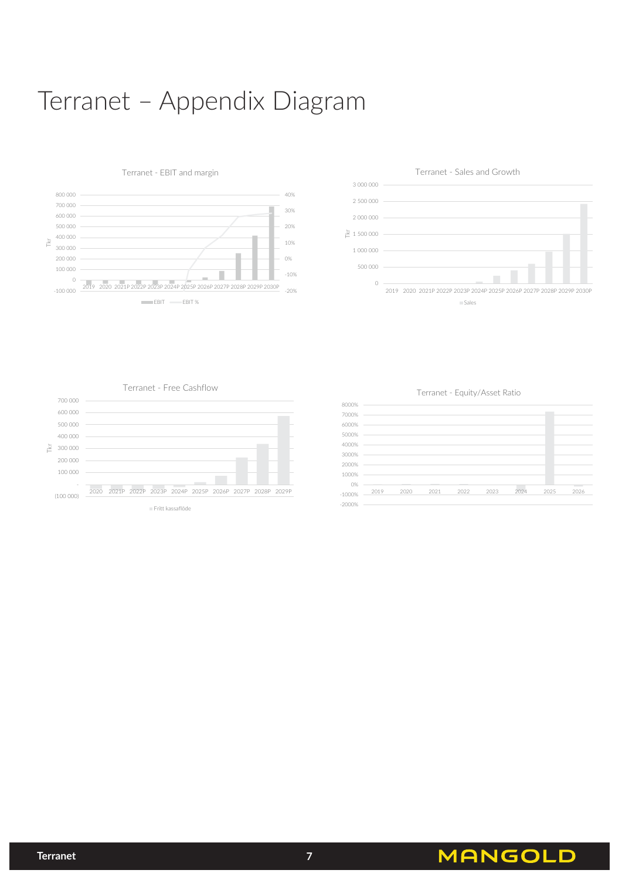# Terranet – Appendix Diagram

Terranet - EBIT and margin

Tkr

EBIT — EBIT %

Terranet - Sales and Growth

Tkr

Sales

Terranet - Free Cashflow

Tkr

Fritt kassaflöde

Terranet - Equity/Asset Ratio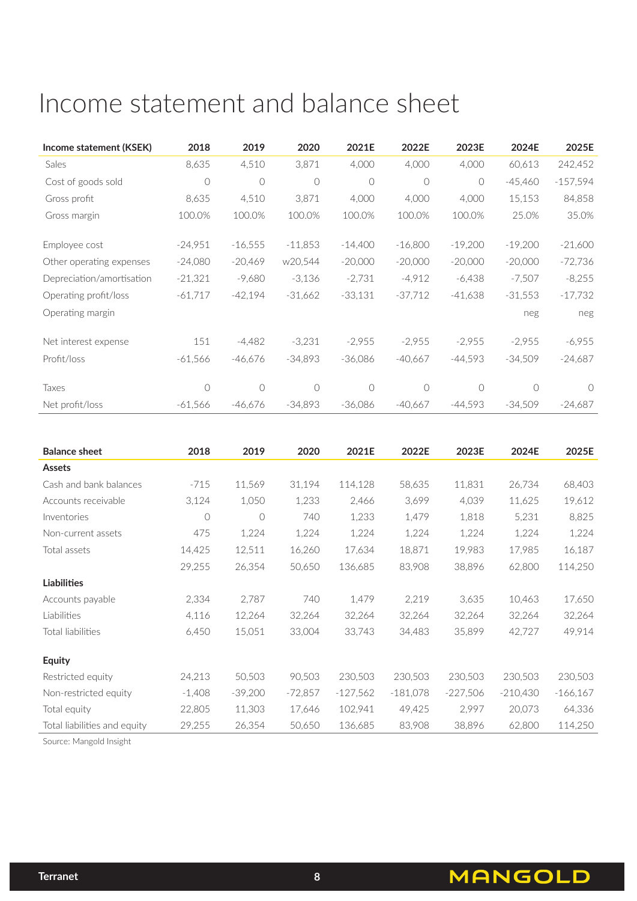# Income statement and balance sheet

| Income statement (KSEK) | 2018 | 2019 | 2020 | 2021E | 2022E | 2023E | 2024E | 2025E |
|---|---|---|---|---|---|---|---|---|
| Sales | 8,635 | 4,510 | 3,871 | 4,000 | 4,000 | 4,000 | 60,613 | 242,452 |
| Cost of goods sold | 0 | 0 | 0 | 0 | 0 | 0 | -45,460 | -157,594 |
| Gross profit | 8,635 | 4,510 | 3,871 | 4,000 | 4,000 | 4,000 | 15,153 | 84,858 |
| Gross margin | 100.0% | 100.0% | 100.0% | 100.0% | 100.0% | 100.0% | 25.0% | 35.0% |
| | | | | | | | | |
| Employee cost | -24,951 | -16,555 | -11,853 | -14,400 | -16,800 | -19,200 | -19,200 | -21,600 |
| Other operating expenses | -24,080 | -20,469 | w20,544 | -20,000 | -20,000 | -20,000 | -20,000 | -72,736 |
| Depreciation/amortisation | -21,321 | -9,680 | -3,136 | -2,731 | -4,912 | -6,438 | -7,507 | -8,255 |
| Operating profit/loss | -61,717 | -42,194 | -31,662 | -33,131 | -37,712 | -41,638 | -31,553 | -17,732 |
| Operating margin | | | | | | | neg | neg |
| | | | | | | | | |
| Net interest expense | 151 | -4,482 | -3,231 | -2,955 | -2,955 | -2,955 | -2,955 | -6,955 |
| Profit/loss | -61,566 | -46,676 | -34,893 | -36,086 | -40,667 | -44,593 | -34,509 | -24,687 |
| | | | | | | | | |
| Taxes | 0 | 0 | 0 | 0 | 0 | 0 | 0 | 0 |
| Net profit/loss | -61,566 | -46,676 | -34,893 | -36,086 | -40,667 | -44,593 | -34,509 | -24,687 |

| Balance sheet | 2018 | 2019 | 2020 | 2021E | 2022E | 2023E | 2024E | 2025E |
|---|---|---|---|---|---|---|---|---|
| **Assets** | | | | | | | | |
| Cash and bank balances | -715 | 11,569 | 31,194 | 114,128 | 58,635 | 11,831 | 26,734 | 68,403 |
| Accounts receivable | 3,124 | 1,050 | 1,233 | 2,466 | 3,699 | 4,039 | 11,625 | 19,612 |
| Inventories | 0 | 0 | 740 | 1,233 | 1,479 | 1,818 | 5,231 | 8,825 |
| Non-current assets | 475 | 1,224 | 1,224 | 1,224 | 1,224 | 1,224 | 1,224 | 1,224 |
| Total assets | 14,425 | 12,511 | 16,260 | 17,634 | 18,871 | 19,983 | 17,985 | 16,187 |
| | 29,255 | 26,354 | 50,650 | 136,685 | 83,908 | 38,896 | 62,800 | 114,250 |
| **Liabilities** | | | | | | | | |
| Accounts payable | 2,334 | 2,787 | 740 | 1,479 | 2,219 | 3,635 | 10,463 | 17,650 |
| Liabilities | 4,116 | 12,264 | 32,264 | 32,264 | 32,264 | 32,264 | 32,264 | 32,264 |
| Total liabilities | 6,450 | 15,051 | 33,004 | 33,743 | 34,483 | 35,899 | 42,727 | 49,914 |
| | | | | | | | | |
| **Equity** | | | | | | | | |
| Restricted equity | 24,213 | 50,503 | 90,503 | 230,503 | 230,503 | 230,503 | 230,503 | 230,503 |
| Non-restricted equity | -1,408 | -39,200 | -72,857 | -127,562 | -181,078 | -227,506 | -210,430 | -166,167 |
| Total equity | 22,805 | 11,303 | 17,646 | 102,941 | 49,425 | 2,997 | 20,073 | 64,336 |
| Total liabilities and equity | 29,255 | 26,354 | 50,650 | 136,685 | 83,908 | 38,896 | 62,800 | 114,250 |

Source: Mangold Insight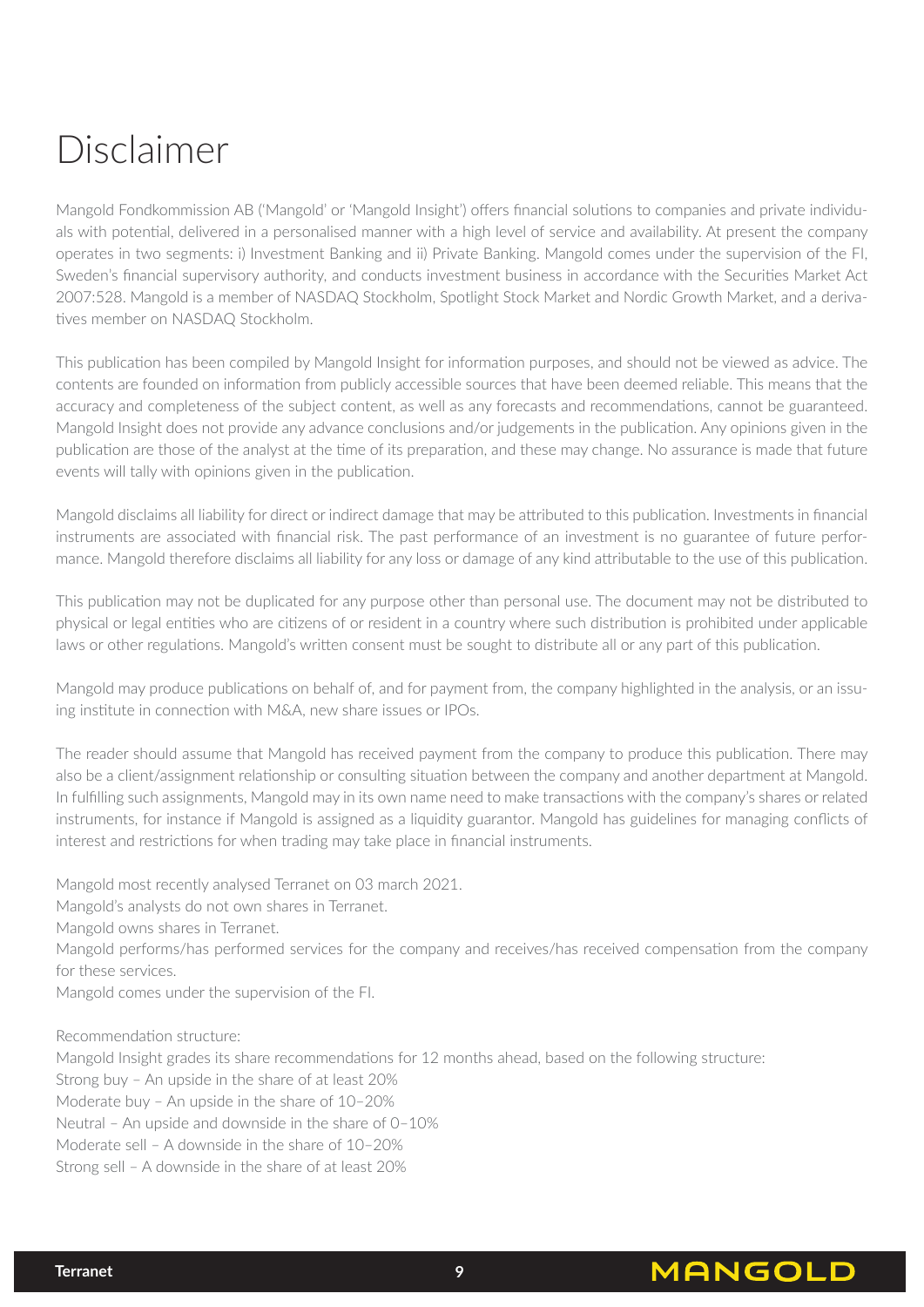# Disclaimer

Mangold Fondkommission AB ('Mangold' or 'Mangold Insight') offers financial solutions to companies and private individuals with potential, delivered in a personalised manner with a high level of service and availability. At present the company operates in two segments: i) Investment Banking and ii) Private Banking. Mangold comes under the supervision of the FI, Sweden's financial supervisory authority, and conducts investment business in accordance with the Securities Market Act 2007:528. Mangold is a member of NASDAQ Stockholm, Spotlight Stock Market and Nordic Growth Market, and a derivatives member on NASDAQ Stockholm.

This publication has been compiled by Mangold Insight for information purposes, and should not be viewed as advice. The contents are founded on information from publicly accessible sources that have been deemed reliable. This means that the accuracy and completeness of the subject content, as well as any forecasts and recommendations, cannot be guaranteed. Mangold Insight does not provide any advance conclusions and/or judgements in the publication. Any opinions given in the publication are those of the analyst at the time of its preparation, and these may change. No assurance is made that future events will tally with opinions given in the publication.

Mangold disclaims all liability for direct or indirect damage that may be attributed to this publication. Investments in financial instruments are associated with financial risk. The past performance of an investment is no guarantee of future performance. Mangold therefore disclaims all liability for any loss or damage of any kind attributable to the use of this publication.

This publication may not be duplicated for any purpose other than personal use. The document may not be distributed to physical or legal entities who are citizens of or resident in a country where such distribution is prohibited under applicable laws or other regulations. Mangold's written consent must be sought to distribute all or any part of this publication.

Mangold may produce publications on behalf of, and for payment from, the company highlighted in the analysis, or an issuing institute in connection with M&A, new share issues or IPOs.

The reader should assume that Mangold has received payment from the company to produce this publication. There may also be a client/assignment relationship or consulting situation between the company and another department at Mangold. In fulfilling such assignments, Mangold may in its own name need to make transactions with the company's shares or related instruments, for instance if Mangold is assigned as a liquidity guarantor. Mangold has guidelines for managing conflicts of interest and restrictions for when trading may take place in financial instruments.

Mangold most recently analysed Terranet on 03 march 2021.
Mangold's analysts do not own shares in Terranet.
Mangold owns shares in Terranet.
Mangold performs/has performed services for the company and receives/has received compensation from the company for these services.
Mangold comes under the supervision of the FI.

Recommendation structure:
Mangold Insight grades its share recommendations for 12 months ahead, based on the following structure:
Strong buy – An upside in the share of at least 20%
Moderate buy – An upside in the share of 10–20%
Neutral – An upside and downside in the share of 0–10%
Moderate sell – A downside in the share of 10–20%
Strong sell – A downside in the share of at least 20%